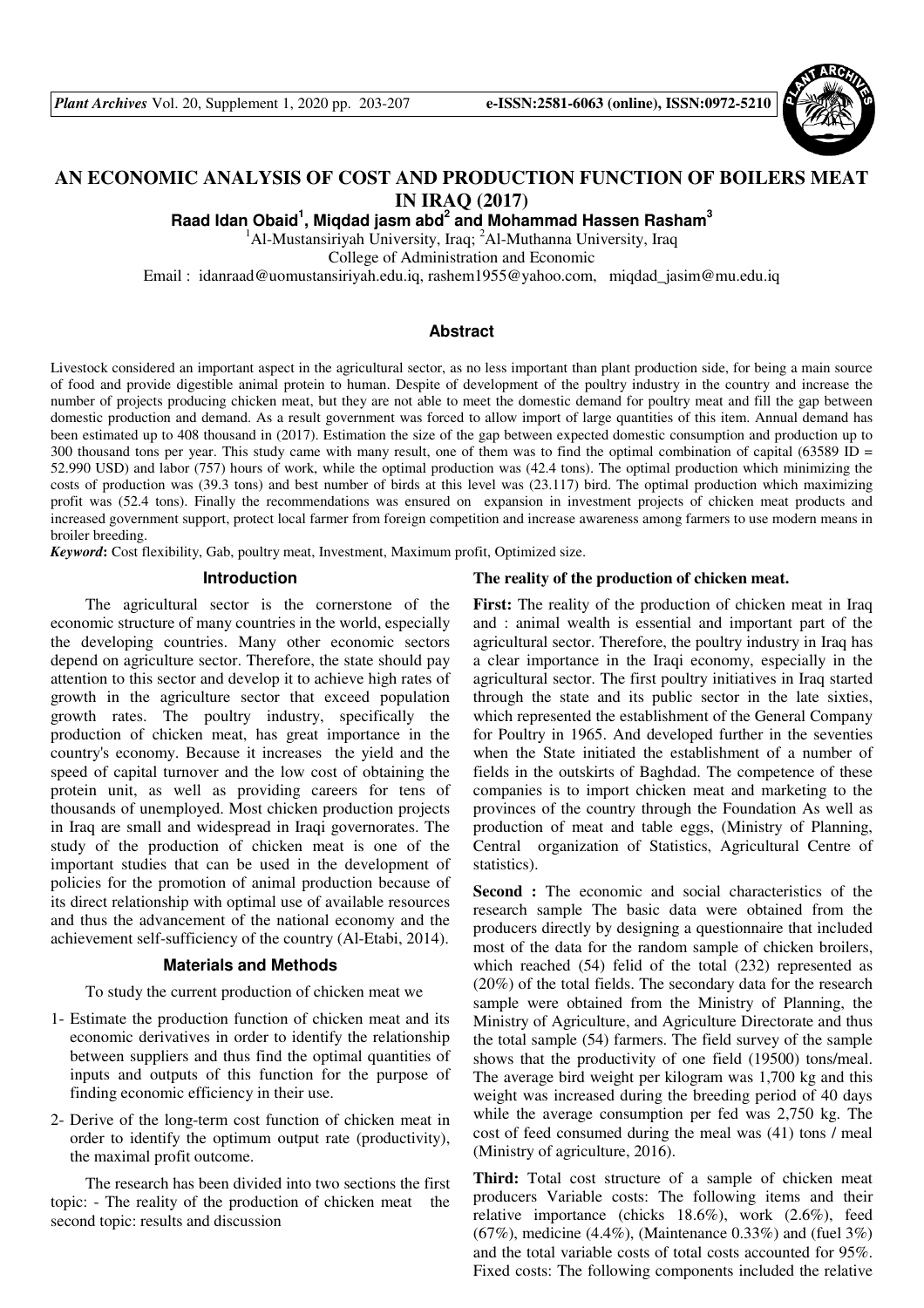# AN ECONOMIC ANALYSIS OF COST AND PRODUCTION FUNCTION OF BOILERS MEAT IN IRAQ (2017)

**Raad Idan Obaid[1], Miqdad jasm abd[2] and Mohammad Hassen Rasham[3]**

[1]Al-Mustansiriyah University, Iraq; [2]Al-Muthanna University, Iraq

College of Administration and Economic

Email : idanraad@uomustansiriyah.edu.iq, rashem1955@yahoo.com, miqdad_jasim@mu.edu.iq

## Abstract

Livestock considered an important aspect in the agricultural sector, as no less important than plant production side, for being a main source of food and provide digestible animal protein to human. Despite of development of the poultry industry in the country and increase the number of projects producing chicken meat, but they are not able to meet the domestic demand for poultry meat and fill the gap between domestic production and demand. As a result government was forced to allow import of large quantities of this item. Annual demand has been estimated up to 408 thousand in (2017). Estimation the size of the gap between expected domestic consumption and production up to 300 thousand tons per year. This study came with many result, one of them was to find the optimal combination of capital (63589 ID = 52.990 USD) and labor (757) hours of work, while the optimal production was (42.4 tons). The optimal production which minimizing the costs of production was (39.3 tons) and best number of birds at this level was (23.117) bird. The optimal production which maximizing profit was (52.4 tons). Finally the recommendations was ensured on expansion in investment projects of chicken meat products and increased government support, protect local farmer from foreign competition and increase awareness among farmers to use modern means in broiler breeding.

***Keyword*:** Cost flexibility, Gab, poultry meat, Investment, Maximum profit, Optimized size.

## Introduction

The agricultural sector is the cornerstone of the economic structure of many countries in the world, especially the developing countries. Many other economic sectors depend on agriculture sector. Therefore, the state should pay attention to this sector and develop it to achieve high rates of growth in the agriculture sector that exceed population growth rates. The poultry industry, specifically the production of chicken meat, has great importance in the country's economy. Because it increases the yield and the speed of capital turnover and the low cost of obtaining the protein unit, as well as providing careers for tens of thousands of unemployed. Most chicken production projects in Iraq are small and widespread in Iraqi governorates. The study of the production of chicken meat is one of the important studies that can be used in the development of policies for the promotion of animal production because of its direct relationship with optimal use of available resources and thus the advancement of the national economy and the achievement self-sufficiency of the country (Al-Etabi, 2014).

## Materials and Methods

To study the current production of chicken meat we

1- Estimate the production function of chicken meat and its economic derivatives in order to identify the relationship between suppliers and thus find the optimal quantities of inputs and outputs of this function for the purpose of finding economic efficiency in their use.

2- Derive of the long-term cost function of chicken meat in order to identify the optimum output rate (productivity), the maximal profit outcome.

The research has been divided into two sections the first topic: - The reality of the production of chicken meat the second topic: results and discussion

### The reality of the production of chicken meat.

**First:** The reality of the production of chicken meat in Iraq and : animal wealth is essential and important part of the agricultural sector. Therefore, the poultry industry in Iraq has a clear importance in the Iraqi economy, especially in the agricultural sector. The first poultry initiatives in Iraq started through the state and its public sector in the late sixties, which represented the establishment of the General Company for Poultry in 1965. And developed further in the seventies when the State initiated the establishment of a number of fields in the outskirts of Baghdad. The competence of these companies is to import chicken meat and marketing to the provinces of the country through the Foundation As well as production of meat and table eggs, (Ministry of Planning, Central organization of Statistics, Agricultural Centre of statistics).

**Second :** The economic and social characteristics of the research sample The basic data were obtained from the producers directly by designing a questionnaire that included most of the data for the random sample of chicken broilers, which reached (54) felid of the total (232) represented as (20%) of the total fields. The secondary data for the research sample were obtained from the Ministry of Planning, the Ministry of Agriculture, and Agriculture Directorate and thus the total sample (54) farmers. The field survey of the sample shows that the productivity of one field (19500) tons/meal. The average bird weight per kilogram was 1,700 kg and this weight was increased during the breeding period of 40 days while the average consumption per fed was 2,750 kg. The cost of feed consumed during the meal was (41) tons / meal (Ministry of agriculture, 2016).

**Third:** Total cost structure of a sample of chicken meat producers Variable costs: The following items and their relative importance (chicks 18.6%), work (2.6%), feed (67%), medicine (4.4%), (Maintenance 0.33%) and (fuel 3%) and the total variable costs of total costs accounted for 95%. Fixed costs: The following components included the relative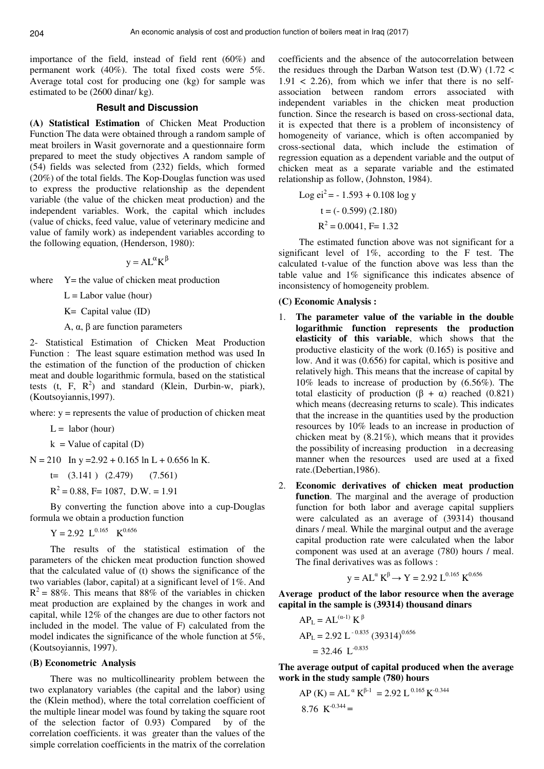importance of the field, instead of field rent (60%) and permanent work (40%). The total fixed costs were 5%. Average total cost for producing one (kg) for sample was estimated to be (2600 dinar/ kg).

## Result and Discussion

**(A) Statistical Estimation** of Chicken Meat Production Function The data were obtained through a random sample of meat broilers in Wasit governorate and a questionnaire form prepared to meet the study objectives A random sample of (54) fields was selected from (232) fields, which formed (20%) of the total fields. The Kop-Douglas function was used to express the productive relationship as the dependent variable (the value of the chicken meat production) and the independent variables. Work, the capital which includes (value of chicks, feed value, value of veterinary medicine and value of family work) as independent variables according to the following equation, (Henderson, 1980):

$$y = AL^{\alpha}K^{\beta}$$

where Y= the value of chicken meat production

L = Labor value (hour)

K= Capital value (ID)

A, α, β are function parameters

2- Statistical Estimation of Chicken Meat Production Function : The least square estimation method was used In the estimation of the function of the production of chicken meat and double logarithmic formula, based on the statistical tests (t, F, $R^2$) and standard (Klein, Durbin-w, piark), (Koutsoyiannis,1997).

where: y = represents the value of production of chicken meat

L = labor (hour)

k = Value of capital (D)

N = 210 $\ln y = 2.92 + 0.165 \ln L + 0.656 \ln K$.

t= (3.141 ) (2.479) (7.561)

$R^2 = 0.88$, F= 1087, D.W. = 1.91

By converting the function above into a cup-Douglas formula we obtain a production function

$$Y = 2.92\ L^{0.165}\ K^{0.656}$$

The results of the statistical estimation of the parameters of the chicken meat production function showed that the calculated value of (t) shows the significance of the two variables (labor, capital) at a significant level of 1%. And $R^2 = 88\%$. This means that 88% of the variables in chicken meat production are explained by the changes in work and capital, while 12% of the changes are due to other factors not included in the model. The value of F) calculated from the model indicates the significance of the whole function at 5%, (Koutsoyiannis, 1997).

**(B) Econometric Analysis**

There was no multicollinearity problem between the two explanatory variables (the capital and the labor) using the (Klein method), where the total correlation coefficient of the multiple linear model was found by taking the square root of the selection factor of 0.93) Compared by of the correlation coefficients. it was greater than the values of the simple correlation coefficients in the matrix of the correlation coefficients and the absence of the autocorrelation between the residues through the Darban Watson test (D.W) (1.72 < 1.91 < 2.26), from which we infer that there is no self-association between random errors associated with independent variables in the chicken meat production function. Since the research is based on cross-sectional data, it is expected that there is a problem of inconsistency of homogeneity of variance, which is often accompanied by cross-sectional data, which include the estimation of regression equation as a dependent variable and the output of chicken meat as a separate variable and the estimated relationship as follow, (Johnston, 1984).

$\text{Log } ei^2 = -1.593 + 0.108 \log y$

t = (- 0.599) (2.180)

$R^2 = 0.0041$, F= 1.32

The estimated function above was not significant for a significant level of 1%, according to the F test. The calculated t-value of the function above was less than the table value and 1% significance this indicates absence of inconsistency of homogeneity problem.

**(C) Economic Analysis :**

1. **The parameter value of the variable in the double logarithmic function represents the production elasticity of this variable**, which shows that the productive elasticity of the work (0.165) is positive and low. And it was (0.656) for capital, which is positive and relatively high. This means that the increase of capital by 10% leads to increase of production by (6.56%). The total elasticity of production (β + α) reached (0.821) which means (decreasing returns to scale). This indicates that the increase in the quantities used by the production resources by 10% leads to an increase in production of chicken meat by (8.21%), which means that it provides the possibility of increasing production in a decreasing manner when the resources used are used at a fixed rate.(Debertian,1986).

2. **Economic derivatives of chicken meat production function**. The marginal and the average of production function for both labor and average capital suppliers were calculated as an average of (39314) thousand dinars / meal. While the marginal output and the average capital production rate were calculated when the labor component was used at an average (780) hours / meal. The final derivatives was as follows :

$$y = AL^{\alpha}K^{\beta} \rightarrow Y = 2.92\ L^{0.165}\ K^{0.656}$$

**Average product of the labor resource when the average capital in the sample is (39314) thousand dinars**

$AP_L = AL^{(\alpha-1)}\ K^{\beta}$

$AP_L = 2.92\ L^{-0.835}\ (39314)^{0.656}$

$= 32.46\ L^{-0.835}$

**The average output of capital produced when the average work in the study sample (780) hours**

$AP(K) = AL^{\alpha}\ K^{\beta-1} = 2.92\ L^{0.165}\ K^{-0.344}$

$8.76\ K^{-0.344} =$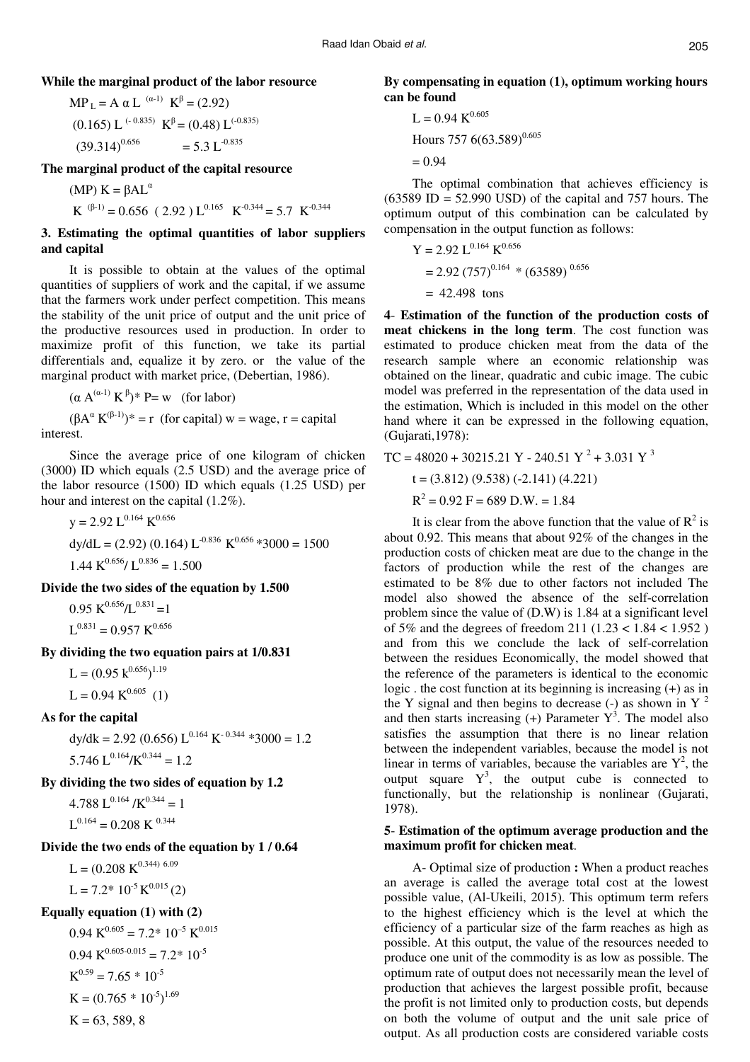**While the marginal product of the labor resource**

$MP_L = A\ \alpha\ L^{(\alpha-1)}\ K^{\beta} = (2.92)$

$(0.165)\ L^{(-0.835)}\ K^{\beta} = (0.48)\ L^{(-0.835)}$

$(39.314)^{0.656} \qquad = 5.3\ L^{-0.835}$

**The marginal product of the capital resource**

$(MP)\ K = \beta A L^{\alpha}$

$K^{(\beta-1)} = 0.656\ (2.92)\ L^{0.165}\ K^{-0.344} = 5.7\ K^{-0.344}$

**3. Estimating the optimal quantities of labor suppliers and capital**

It is possible to obtain at the values of the optimal quantities of suppliers of work and the capital, if we assume that the farmers work under perfect competition. This means the stability of the unit price of output and the unit price of the productive resources used in production. In order to maximize profit of this function, we take its partial differentials and, equalize it by zero. or the value of the marginal product with market price, (Debertian, 1986).

$(\alpha\ A^{(\alpha-1)}\ K^{\beta})^{*}\ P = w$ (for labor)

$(\beta A^{\alpha}\ K^{(\beta-1)})^{*} = r$ (for capital) w = wage, r = capital interest.

Since the average price of one kilogram of chicken (3000) ID which equals (2.5 USD) and the average price of the labor resource (1500) ID which equals (1.25 USD) per hour and interest on the capital (1.2%).

$y = 2.92\ L^{0.164}\ K^{0.656}$

$dy/dL = (2.92)\ (0.164)\ L^{-0.836}\ K^{0.656} * 3000 = 1500$

$1.44\ K^{0.656} / L^{0.836} = 1.500$

**Divide the two sides of the equation by 1.500**

$0.95\ K^{0.656} / L^{0.831} = 1$

$L^{0.831} = 0.957\ K^{0.656}$

**By dividing the two equation pairs at 1/0.831**

$L = (0.95\ k^{0.656})^{1.19}$

$L = 0.94\ K^{0.605}$ (1)

**As for the capital**

$dy/dk = 2.92\ (0.656)\ L^{0.164}\ K^{-0.344} * 3000 = 1.2$

$5.746\ L^{0.164} / K^{0.344} = 1.2$

**By dividing the two sides of equation by 1.2**

$4.788\ L^{0.164} / K^{0.344} = 1$

$L^{0.164} = 0.208\ K^{0.344}$

**Divide the two ends of the equation by 1 / 0.64**

$L = (0.208\ K^{0.344)\ 6.09}$

$L = 7.2 * 10^{-5}\ K^{0.015}$ (2)

**Equally equation (1) with (2)**

$0.94\ K^{0.605} = 7.2 * 10^{-5}\ K^{0.015}$

$0.94\ K^{0.605-0.015} = 7.2 * 10^{-5}$

$K^{0.59} = 7.65 * 10^{-5}$

$K = (0.765 * 10^{-5})^{1.69}$

K = 63, 589, 8

**By compensating in equation (1), optimum working hours can be found**

$L = 0.94\ K^{0.605}$

Hours 757 $6(63.589)^{0.605}$

$= 0.94$

The optimal combination that achieves efficiency is (63589 ID = 52.990 USD) of the capital and 757 hours. The optimum output of this combination can be calculated by compensation in the output function as follows:

$Y = 2.92\ L^{0.164}\ K^{0.656}$

$= 2.92\ (757)^{0.164} * (63589)^{0.656}$

$= 42.498$ tons

**4- Estimation of the function of the production costs of meat chickens in the long term**. The cost function was estimated to produce chicken meat from the data of the research sample where an economic relationship was obtained on the linear, quadratic and cubic image. The cubic model was preferred in the representation of the data used in the estimation, Which is included in this model on the other hand where it can be expressed in the following equation, (Gujarati,1978):

$TC = 48020 + 30215.21\ Y - 240.51\ Y^{2} + 3.031\ Y^{3}$

t = (3.812) (9.538) (-2.141) (4.221)

$R^2 = 0.92$ F = 689 D.W. = 1.84

It is clear from the above function that the value of $R^2$ is about 0.92. This means that about 92% of the changes in the production costs of chicken meat are due to the change in the factors of production while the rest of the changes are estimated to be 8% due to other factors not included The model also showed the absence of the self-correlation problem since the value of (D.W) is 1.84 at a significant level of 5% and the degrees of freedom 211 (1.23 < 1.84 < 1.952 ) and from this we conclude the lack of self-correlation between the residues Economically, the model showed that the reference of the parameters is identical to the economic logic . the cost function at its beginning is increasing (+) as in the Y signal and then begins to decrease (-) as shown in $Y^2$ and then starts increasing (+) Parameter $Y^3$. The model also satisfies the assumption that there is no linear relation between the independent variables, because the model is not linear in terms of variables, because the variables are $Y^2$, the output square $Y^3$, the output cube is connected to functionally, but the relationship is nonlinear (Gujarati, 1978).

**5- Estimation of the optimum average production and the maximum profit for chicken meat**.

A- Optimal size of production **:** When a product reaches an average is called the average total cost at the lowest possible value, (Al-Ukeili, 2015). This optimum term refers to the highest efficiency which is the level at which the efficiency of a particular size of the farm reaches as high as possible. At this output, the value of the resources needed to produce one unit of the commodity is as low as possible. The optimum rate of output does not necessarily mean the level of production that achieves the largest possible profit, because the profit is not limited only to production costs, but depends on both the volume of output and the unit sale price of output. As all production costs are considered variable costs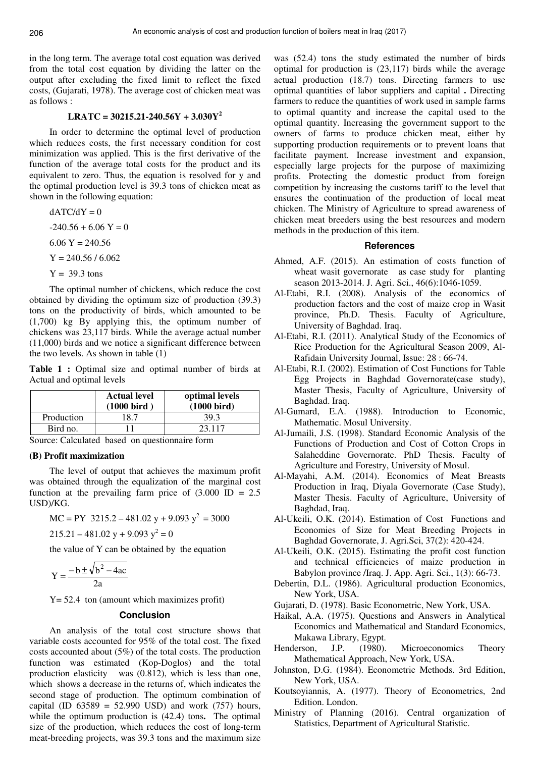in the long term. The average total cost equation was derived from the total cost equation by dividing the latter on the output after excluding the fixed limit to reflect the fixed costs, (Gujarati, 1978). The average cost of chicken meat was as follows :

$$\textbf{LRATC = 30215.21-240.56Y + 3.030Y}^2$$

In order to determine the optimal level of production which reduces costs, the first necessary condition for cost minimization was applied. This is the first derivative of the function of the average total costs for the product and its equivalent to zero. Thus, the equation is resolved for y and the optimal production level is 39.3 tons of chicken meat as shown in the following equation:

$$dATC/dY = 0$$

$$-240.56 + 6.06\ Y = 0$$

$$6.06\ Y = 240.56$$

$$Y = 240.56 / 6.062$$

$$Y = 39.3 \text{ tons}$$

The optimal number of chickens, which reduce the cost obtained by dividing the optimum size of production (39.3) tons on the productivity of birds, which amounted to be (1,700) kg By applying this, the optimum number of chickens was 23,117 birds. While the average actual number (11,000) birds and we notice a significant difference between the two levels. As shown in table (1)

**Table 1 :** Optimal size and optimal number of birds at Actual and optimal levels

| | Actual level (1000 bird ) | optimal levels (1000 bird) |
|---|---|---|
| Production | 18.7 | 39.3 |
| Bird no. | 11 | 23.117 |

Source: Calculated based on questionnaire form

**(B) Profit maximization**

The level of output that achieves the maximum profit was obtained through the equalization of the marginal cost function at the prevailing farm price of (3.000 ID = 2.5 USD)/KG.

$$MC = PY\ \ 3215.2 - 481.02\ y + 9.093\ y^2 = 3000$$

$$215.21 - 481.02\ y + 9.093\ y^2 = 0$$

the value of Y can be obtained by the equation

$$Y = \frac{-b \pm \sqrt{b^2 - 4ac}}{2a}$$

Y= 52.4 ton (amount which maximizes profit)

## Conclusion

An analysis of the total cost structure shows that variable costs accounted for 95% of the total cost. The fixed costs accounted about (5%) of the total costs. The production function was estimated (Kop-Doglos) and the total production elasticity was (0.812), which is less than one, which shows a decrease in the returns of, which indicates the second stage of production. The optimum combination of capital (ID 63589 = 52.990 USD) and work (757) hours, while the optimum production is (42.4) tons**.** The optimal size of the production, which reduces the cost of long-term meat-breeding projects, was 39.3 tons and the maximum size was (52.4) tons the study estimated the number of birds optimal for production is (23,117) birds while the average actual production (18.7) tons. Directing farmers to use optimal quantities of labor suppliers and capital **.** Directing farmers to reduce the quantities of work used in sample farms to optimal quantity and increase the capital used to the optimal quantity. Increasing the government support to the owners of farms to produce chicken meat, either by supporting production requirements or to prevent loans that facilitate payment. Increase investment and expansion, especially large projects for the purpose of maximizing profits. Protecting the domestic product from foreign competition by increasing the customs tariff to the level that ensures the continuation of the production of local meat chicken. The Ministry of Agriculture to spread awareness of chicken meat breeders using the best resources and modern methods in the production of this item.

## References

Ahmed, A.F. (2015). An estimation of costs function of wheat wasit governorate as case study for planting season 2013-2014. J. Agri. Sci., 46(6):1046-1059.

Al-Etabi, R.I. (2008). Analysis of the economics of production factors and the cost of maize crop in Wasit province, Ph.D. Thesis. Faculty of Agriculture, University of Baghdad. Iraq.

Al-Etabi, R.I. (2011). Analytical Study of the Economics of Rice Production for the Agricultural Season 2009, Al-Rafidain University Journal, Issue: 28 : 66-74.

Al-Etabi, R.I. (2002). Estimation of Cost Functions for Table Egg Projects in Baghdad Governorate(case study), Master Thesis, Faculty of Agriculture, University of Baghdad. Iraq.

Al-Gumard, E.A. (1988). Introduction to Economic, Mathematic. Mosul University.

Al-Jumaili, J.S. (1998). Standard Economic Analysis of the Functions of Production and Cost of Cotton Crops in Salaheddine Governorate. PhD Thesis. Faculty of Agriculture and Forestry, University of Mosul.

Al-Mayahi, A.M. (2014). Economics of Meat Breasts Production in Iraq, Diyala Governorate (Case Study), Master Thesis. Faculty of Agriculture, University of Baghdad, Iraq.

Al-Ukeili, O.K. (2014). Estimation of Cost Functions and Economies of Size for Meat Breeding Projects in Baghdad Governorate, J. Agri.Sci, 37(2): 420-424.

Al-Ukeili, O.K. (2015). Estimating the profit cost function and technical efficiencies of maize production in Babylon province /Iraq. J. App. Agri. Sci., 1(3): 66-73.

Debertin, D.L. (1986). Agricultural production Economics, New York, USA.

Gujarati, D. (1978). Basic Econometric, New York, USA.

Haikal, A.A. (1975). Questions and Answers in Analytical Economics and Mathematical and Standard Economics, Makawa Library, Egypt.

Henderson, J.P. (1980). Microeconomics Theory Mathematical Approach, New York, USA.

Johnston, D.G. (1984). Econometric Methods. 3rd Edition, New York, USA.

Koutsoyiannis, A. (1977). Theory of Econometrics, 2nd Edition. London.

Ministry of Planning (2016). Central organization of Statistics, Department of Agricultural Statistic.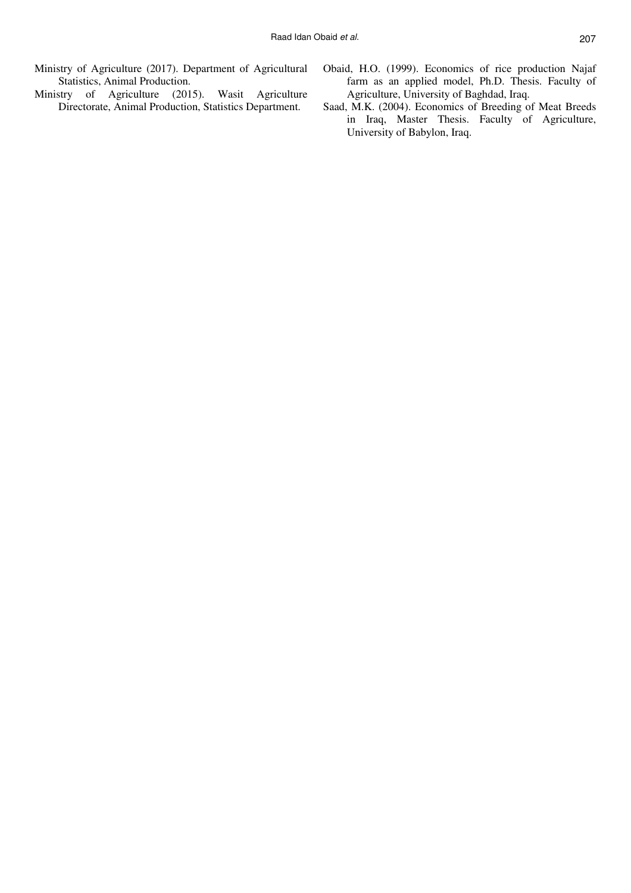Ministry of Agriculture (2017). Department of Agricultural Statistics, Animal Production.

Ministry of Agriculture (2015). Wasit Agriculture Directorate, Animal Production, Statistics Department.

Obaid, H.O. (1999). Economics of rice production Najaf farm as an applied model, Ph.D. Thesis. Faculty of Agriculture, University of Baghdad, Iraq.

Saad, M.K. (2004). Economics of Breeding of Meat Breeds in Iraq, Master Thesis. Faculty of Agriculture, University of Babylon, Iraq.